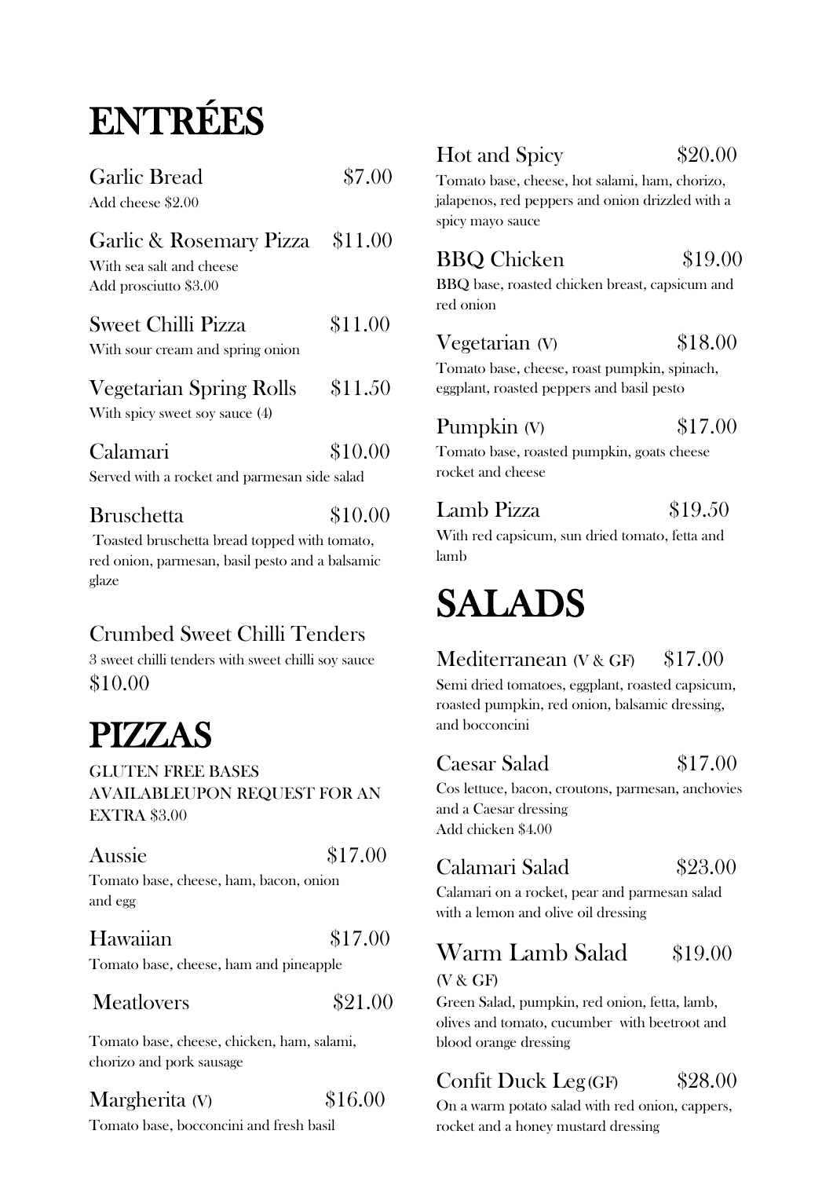# ENTRÉES

**Garlic Bread** $7.00

Add cheese $2.00

**Garlic & Rosemary Pizza** $11.00

With sea salt and cheese
Add prosciutto $3.00

**Sweet Chilli Pizza** $11.00

With sour cream and spring onion

**Vegetarian Spring Rolls** $11.50

With spicy sweet soy sauce (4)

**Calamari** $10.00

Served with a rocket and parmesan side salad

**Bruschetta** $10.00

Toasted bruschetta bread topped with tomato, red onion, parmesan, basil pesto and a balsamic glaze

**Crumbed Sweet Chilli Tenders**

3 sweet chilli tenders with sweet chilli soy sauce
$10.00

# PIZZAS

GLUTEN FREE BASES AVAILABLEUPON REQUEST FOR AN EXTRA $3.00

**Aussie** $17.00

Tomato base, cheese, ham, bacon, onion and egg

**Hawaiian** $17.00

Tomato base, cheese, ham and pineapple

**Meatlovers** $21.00

Tomato base, cheese, chicken, ham, salami, chorizo and pork sausage

**Margherita (V)** $16.00

Tomato base, bocconcini and fresh basil

**Hot and Spicy** $20.00

Tomato base, cheese, hot salami, ham, chorizo, jalapenos, red peppers and onion drizzled with a spicy mayo sauce

**BBQ Chicken** $19.00

BBQ base, roasted chicken breast, capsicum and red onion

**Vegetarian (V)** $18.00

Tomato base, cheese, roast pumpkin, spinach, eggplant, roasted peppers and basil pesto

**Pumpkin (V)** $17.00

Tomato base, roasted pumpkin, goats cheese rocket and cheese

**Lamb Pizza** $19.50

With red capsicum, sun dried tomato, fetta and lamb

# SALADS

**Mediterranean (V & GF)** $17.00

Semi dried tomatoes, eggplant, roasted capsicum, roasted pumpkin, red onion, balsamic dressing, and bocconcini

**Caesar Salad** $17.00

Cos lettuce, bacon, croutons, parmesan, anchovies and a Caesar dressing
Add chicken $4.00

**Calamari Salad** $23.00

Calamari on a rocket, pear and parmesan salad with a lemon and olive oil dressing

**Warm Lamb Salad** $19.00
(V & GF)

Green Salad, pumpkin, red onion, fetta, lamb, olives and tomato, cucumber with beetroot and blood orange dressing

**Confit Duck Leg (GF)** $28.00

On a warm potato salad with red onion, cappers, rocket and a honey mustard dressing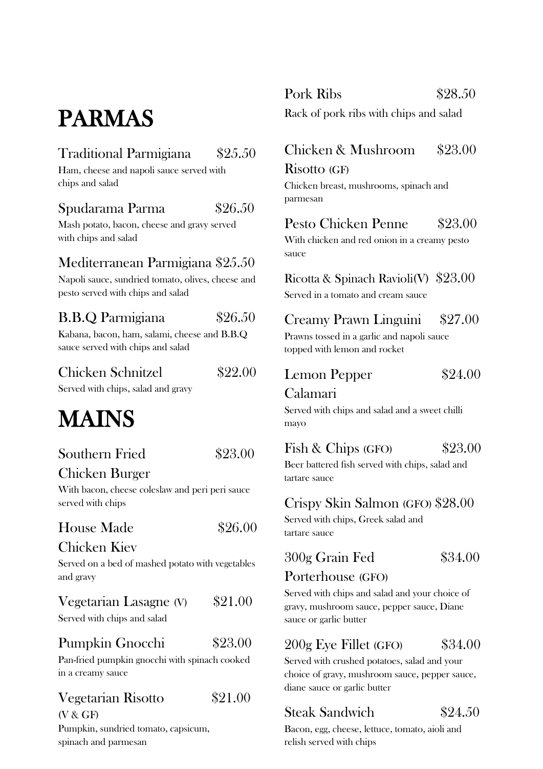# PARMAS

### Traditional Parmigiana $25.50
Ham, cheese and napoli sauce served with chips and salad

### Spudarama Parma $26.50
Mash potato, bacon, cheese and gravy served with chips and salad

### Mediterranean Parmigiana $25.50
Napoli sauce, sundried tomato, olives, cheese and pesto served with chips and salad

### B.B.Q Parmigiana $26.50
Kabana, bacon, ham, salami, cheese and B.B.Q sauce served with chips and salad

### Chicken Schnitzel $22.00
Served with chips, salad and gravy

# MAINS

### Southern Fried Chicken Burger $23.00
With bacon, cheese coleslaw and peri peri sauce served with chips

### House Made Chicken Kiev $26.00
Served on a bed of mashed potato with vegetables and gravy

### Vegetarian Lasagne (V) $21.00
Served with chips and salad

### Pumpkin Gnocchi $23.00
Pan-fried pumpkin gnocchi with spinach cooked in a creamy sauce

### Vegetarian Risotto (V & GF) $21.00
Pumpkin, sundried tomato, capsicum, spinach and parmesan

### Pork Ribs $28.50
Rack of pork ribs with chips and salad

### Chicken & Mushroom Risotto (GF) $23.00
Chicken breast, mushrooms, spinach and parmesan

### Pesto Chicken Penne $23.00
With chicken and red onion in a creamy pesto sauce

### Ricotta & Spinach Ravioli(V) $23.00
Served in a tomato and cream sauce

### Creamy Prawn Linguini $27.00
Prawns tossed in a garlic and napoli sauce topped with lemon and rocket

### Lemon Pepper Calamari $24.00
Served with chips and salad and a sweet chilli mayo

### Fish & Chips (GFO) $23.00
Beer battered fish served with chips, salad and tartare sauce

### Crispy Skin Salmon (GFO) $28.00
Served with chips, Greek salad and tartare sauce

### 300g Grain Fed Porterhouse (GFO) $34.00
Served with chips and salad and your choice of gravy, mushroom sauce, pepper sauce, Diane sauce or garlic butter

### 200g Eye Fillet (GFO) $34.00
Served with crushed potatoes, salad and your choice of gravy, mushroom sauce, pepper sauce, diane sauce or garlic butter

### Steak Sandwich $24.50
Bacon, egg, cheese, lettuce, tomato, aioli and relish served with chips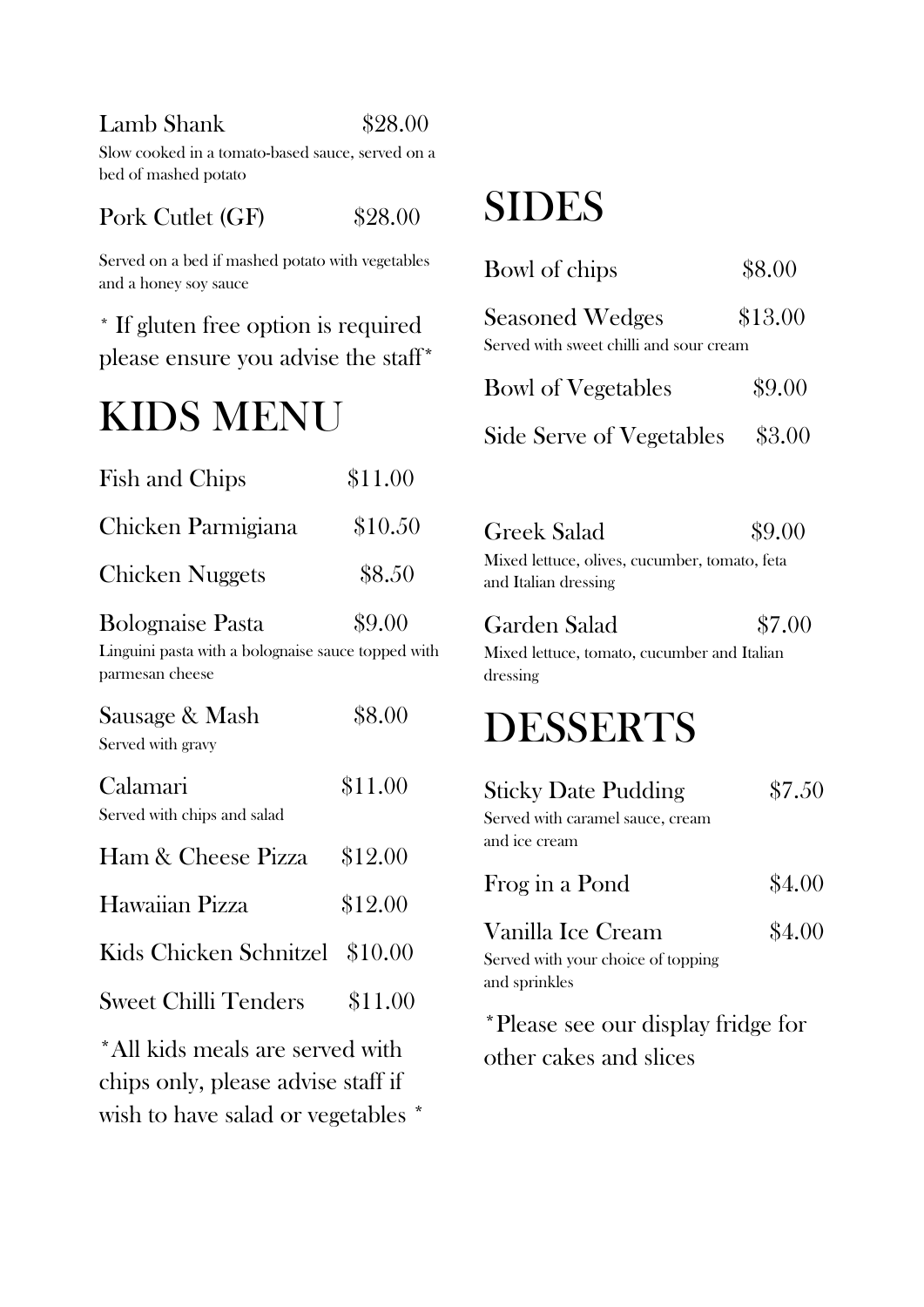Lamb Shank $28.00

Slow cooked in a tomato-based sauce, served on a bed of mashed potato

Pork Cutlet (GF) $28.00

Served on a bed if mashed potato with vegetables and a honey soy sauce

* If gluten free option is required please ensure you advise the staff*

# KIDS MENU

Fish and Chips $11.00

Chicken Parmigiana $10.50

Chicken Nuggets $8.50

Bolognaise Pasta $9.00

Linguini pasta with a bolognaise sauce topped with parmesan cheese

Sausage & Mash $8.00

Served with gravy

Calamari $11.00

Served with chips and salad

Ham & Cheese Pizza $12.00

Hawaiian Pizza $12.00

Kids Chicken Schnitzel $10.00

Sweet Chilli Tenders $11.00

*All kids meals are served with chips only, please advise staff if wish to have salad or vegetables *

# SIDES

Bowl of chips $8.00

Seasoned Wedges $13.00

Served with sweet chilli and sour cream

Bowl of Vegetables $9.00

Side Serve of Vegetables $3.00

Greek Salad $9.00

Mixed lettuce, olives, cucumber, tomato, feta and Italian dressing

Garden Salad $7.00

Mixed lettuce, tomato, cucumber and Italian dressing

# DESSERTS

Sticky Date Pudding $7.50

Served with caramel sauce, cream and ice cream

Frog in a Pond $4.00

Vanilla Ice Cream $4.00

Served with your choice of topping and sprinkles

*Please see our display fridge for other cakes and slices